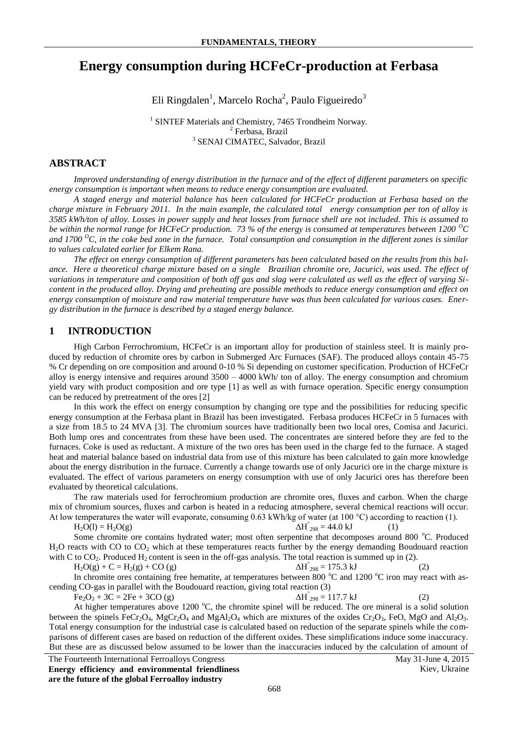# Energy consumption during HCFeCr-production at Ferbasa

Eli Ringdalen[1], Marcelo Rocha[2], Paulo Figueiredo[3]

[1] SINTEF Materials and Chemistry, 7465 Trondheim Norway.
[2] Ferbasa, Brazil
[3] SENAI CIMATEC, Salvador, Brazil

## ABSTRACT

*Improved understanding of energy distribution in the furnace and of the effect of different parameters on specific energy consumption is important when means to reduce energy consumption are evaluated.*

*A staged energy and material balance has been calculated for HCFeCr production at Ferbasa based on the charge mixture in February 2011. In the main example, the calculated total energy consumption per ton of alloy is 3585 kWh/ton of alloy. Losses in power supply and heat losses from furnace shell are not included. This is assumed to be within the normal range for HCFeCr production. 73 % of the energy is consumed at temperatures between 1200 $^{O}C$ and 1700 $^{O}C$, in the coke bed zone in the furnace. Total consumption and consumption in the different zones is similar to values calculated earlier for Elkem Rana.*

*The effect on energy consumption of different parameters has been calculated based on the results from this balance. Here a theoretical charge mixture based on a single Brazilian chromite ore, Jacurici, was used. The effect of variations in temperature and composition of both off gas and slag were calculated as well as the effect of varying Si-content in the produced alloy. Drying and preheating are possible methods to reduce energy consumption and effect on energy consumption of moisture and raw material temperature have was thus been calculated for various cases. Energy distribution in the furnace is described by a staged energy balance.*

## 1 INTRODUCTION

High Carbon Ferrochromium, HCFeCr is an important alloy for production of stainless steel. It is mainly produced by reduction of chromite ores by carbon in Submerged Arc Furnaces (SAF). The produced alloys contain 45-75 % Cr depending on ore composition and around 0-10 % Si depending on customer specification. Production of HCFeCr alloy is energy intensive and requires around 3500 – 4000 kWh/ ton of alloy. The energy consumption and chromium yield vary with product composition and ore type [1] as well as with furnace operation. Specific energy consumption can be reduced by pretreatment of the ores [2]

In this work the effect on energy consumption by changing ore type and the possibilities for reducing specific energy consumption at the Ferbasa plant in Brazil has been investigated. Ferbasa produces HCFeCr in 5 furnaces with a size from 18.5 to 24 MVA [3]. The chromium sources have traditionally been two local ores, Comisa and Jacurici. Both lump ores and concentrates from these have been used. The concentrates are sintered before they are fed to the furnaces. Coke is used as reductant. A mixture of the two ores has been used in the charge fed to the furnace. A staged heat and material balance based on industrial data from use of this mixture has been calculated to gain more knowledge about the energy distribution in the furnace. Currently a change towards use of only Jacurici ore in the charge mixture is evaluated. The effect of various parameters on energy consumption with use of only Jacurici ores has therefore been evaluated by theoretical calculations.

The raw materials used for ferrochromium production are chromite ores, fluxes and carbon. When the charge mix of chromium sources, fluxes and carbon is heated in a reducing atmosphere, several chemical reactions will occur. At low temperatures the water will evaporate, consuming 0.63 kWh/kg of water (at 100 °C) according to reaction (1).

$$H_2O(l) = H_2O(g) \qquad \Delta H^{\circ}_{298} = 44.0 \text{ kJ} \qquad (1)$$

Some chromite ore contains hydrated water; most often serpentine that decomposes around 800 °C. Produced $H_2O$ reacts with CO to $CO_2$ which at these temperatures reacts further by the energy demanding Boudouard reaction with C to $CO_2$. Produced $H_2$ content is seen in the off-gas analysis. The total reaction is summed up in (2).

$$H_2O(g) + C = H_2(g) + CO(g) \qquad \Delta H^{\circ}_{298} = 175.3 \text{ kJ} \qquad (2)$$

In chromite ores containing free hematite, at temperatures between 800 °C and 1200 °C iron may react with ascending CO-gas in parallel with the Boudouard reaction, giving total reaction (3)

$$Fe_2O_3 + 3C = 2Fe + 3CO(g) \qquad \Delta H^{\circ}_{298} = 117.7 \text{ kJ} \qquad (2)$$

At higher temperatures above 1200 °C, the chromite spinel will be reduced. The ore mineral is a solid solution between the spinels $FeCr_2O_4$, $MgCr_2O_4$ and $MgAl_2O_4$ which are mixtures of the oxides $Cr_2O_3$, FeO, MgO and $Al_2O_3$. Total energy consumption for the industrial case is calculated based on reduction of the separate spinels while the comparisons of different cases are based on reduction of the different oxides. These simplifications induce some inaccuracy. But these are as discussed below assumed to be lower than the inaccuracies induced by the calculation of amount of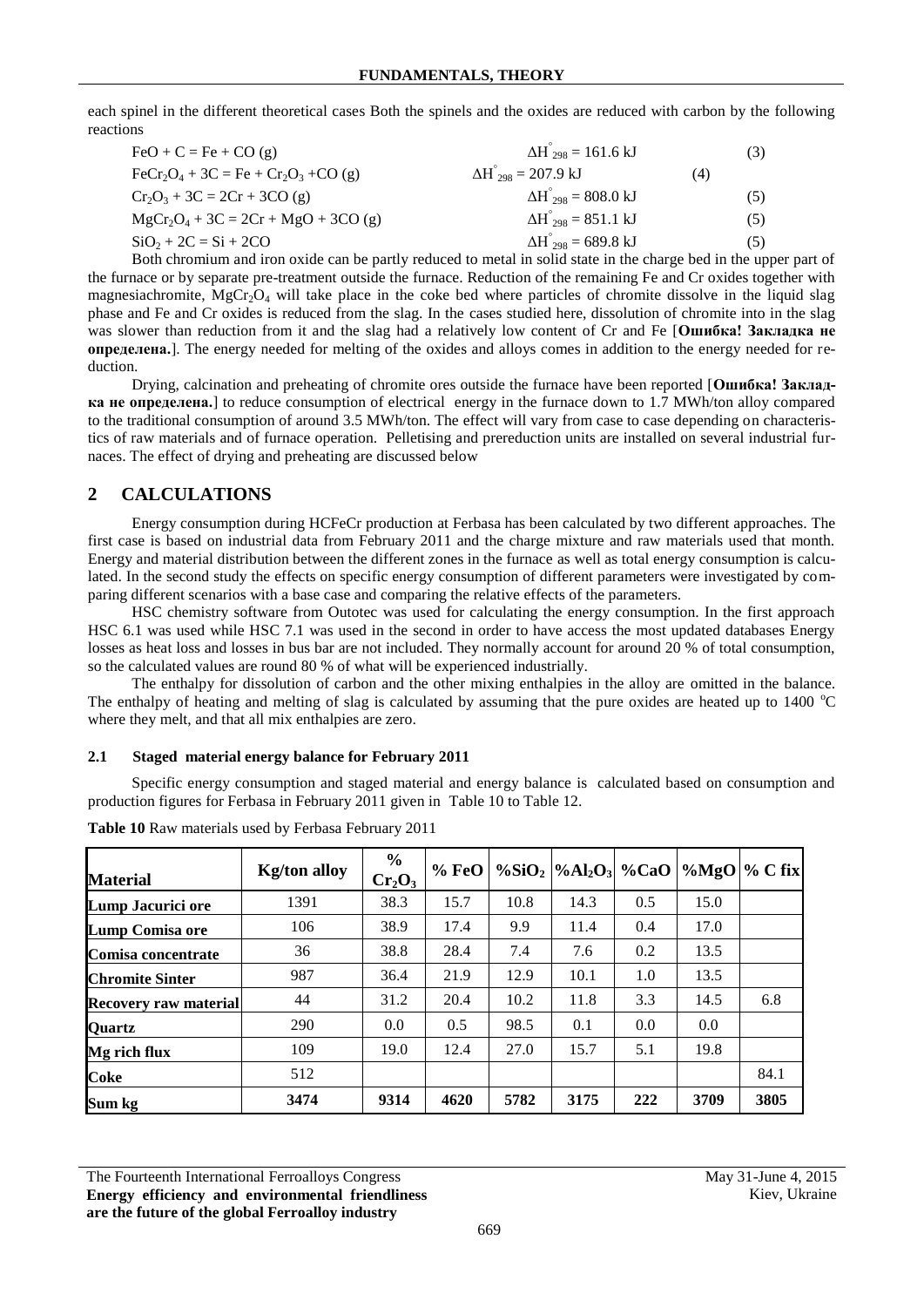each spinel in the different theoretical cases Both the spinels and the oxides are reduced with carbon by the following reactions

$$FeO + C = Fe + CO (g) \qquad \Delta H^{\circ}_{298} = 161.6 \text{ kJ} \qquad (3)$$

$$FeCr_2O_4 + 3C = Fe + Cr_2O_3 + CO (g) \qquad \Delta H^{\circ}_{298} = 207.9 \text{ kJ} \qquad (4)$$

$$Cr_2O_3 + 3C = 2Cr + 3CO (g) \qquad \Delta H^{\circ}_{298} = 808.0 \text{ kJ} \qquad (5)$$

$$MgCr_2O_4 + 3C = 2Cr + MgO + 3CO (g) \qquad \Delta H^{\circ}_{298} = 851.1 \text{ kJ} \qquad (5)$$

$$SiO_2 + 2C = Si + 2CO \qquad \Delta H^{\circ}_{298} = 689.8 \text{ kJ} \qquad (5)$$

Both chromium and iron oxide can be partly reduced to metal in solid state in the charge bed in the upper part of the furnace or by separate pre-treatment outside the furnace. Reduction of the remaining Fe and Cr oxides together with magnesiachromite, $MgCr_2O_4$ will take place in the coke bed where particles of chromite dissolve in the liquid slag phase and Fe and Cr oxides is reduced from the slag. In the cases studied here, dissolution of chromite into in the slag was slower than reduction from it and the slag had a relatively low content of Cr and Fe [**Ошибка! Закладка не определена.**]. The energy needed for melting of the oxides and alloys comes in addition to the energy needed for reduction.

Drying, calcination and preheating of chromite ores outside the furnace have been reported [**Ошибка! Закладка не определена.**] to reduce consumption of electrical energy in the furnace down to 1.7 MWh/ton alloy compared to the traditional consumption of around 3.5 MWh/ton. The effect will vary from case to case depending on characteristics of raw materials and of furnace operation. Pelletising and prereduction units are installed on several industrial furnaces. The effect of drying and preheating are discussed below

## 2 CALCULATIONS

Energy consumption during HCFeCr production at Ferbasa has been calculated by two different approaches. The first case is based on industrial data from February 2011 and the charge mixture and raw materials used that month. Energy and material distribution between the different zones in the furnace as well as total energy consumption is calculated. In the second study the effects on specific energy consumption of different parameters were investigated by comparing different scenarios with a base case and comparing the relative effects of the parameters.

HSC chemistry software from Outotec was used for calculating the energy consumption. In the first approach HSC 6.1 was used while HSC 7.1 was used in the second in order to have access the most updated databases Energy losses as heat loss and losses in bus bar are not included. They normally account for around 20 % of total consumption, so the calculated values are round 80 % of what will be experienced industrially.

The enthalpy for dissolution of carbon and the other mixing enthalpies in the alloy are omitted in the balance. The enthalpy of heating and melting of slag is calculated by assuming that the pure oxides are heated up to 1400 °C where they melt, and that all mix enthalpies are zero.

### 2.1 Staged material energy balance for February 2011

Specific energy consumption and staged material and energy balance is calculated based on consumption and production figures for Ferbasa in February 2011 given in Table 10 to Table 12.

**Table 10** Raw materials used by Ferbasa February 2011

| Material | Kg/ton alloy | % $Cr_2O_3$ | % FeO | $\%SiO_2$ | $\%Al_2O_3$ | %CaO | %MgO | % C fix |
|---|---|---|---|---|---|---|---|---|
| Lump Jacurici ore | 1391 | 38.3 | 15.7 | 10.8 | 14.3 | 0.5 | 15.0 | |
| Lump Comisa ore | 106 | 38.9 | 17.4 | 9.9 | 11.4 | 0.4 | 17.0 | |
| Comisa concentrate | 36 | 38.8 | 28.4 | 7.4 | 7.6 | 0.2 | 13.5 | |
| Chromite Sinter | 987 | 36.4 | 21.9 | 12.9 | 10.1 | 1.0 | 13.5 | |
| Recovery raw material | 44 | 31.2 | 20.4 | 10.2 | 11.8 | 3.3 | 14.5 | 6.8 |
| Quartz | 290 | 0.0 | 0.5 | 98.5 | 0.1 | 0.0 | 0.0 | |
| Mg rich flux | 109 | 19.0 | 12.4 | 27.0 | 15.7 | 5.1 | 19.8 | |
| Coke | 512 | | | | | | | 84.1 |
| **Sum kg** | **3474** | **9314** | **4620** | **5782** | **3175** | **222** | **3709** | **3805** |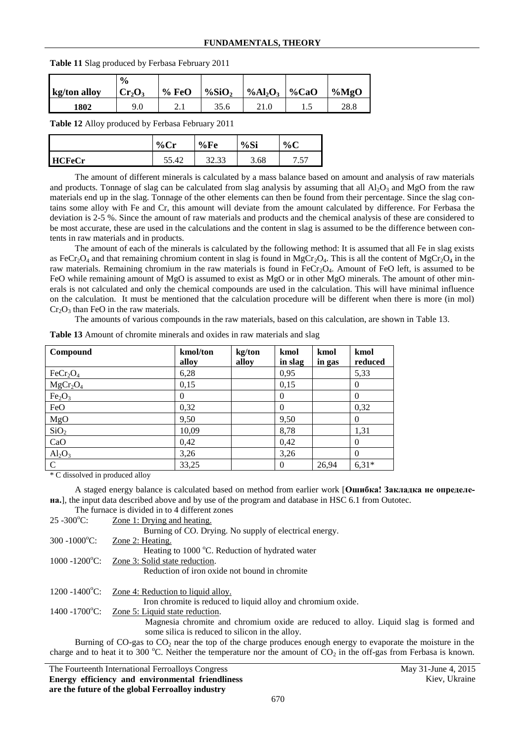**Table 11** Slag produced by Ferbasa February 2011

| kg/ton alloy | % $Cr_2O_3$ | % FeO | % $SiO_2$ | % $Al_2O_3$ | %CaO | %MgO |
|---|---|---|---|---|---|---|
| **1802** | 9.0 | 2.1 | 35.6 | 21.0 | 1.5 | 28.8 |

**Table 12** Alloy produced by Ferbasa February 2011

| | %Cr | %Fe | %Si | %C |
|---|---|---|---|---|
| **HCFeCr** | 55.42 | 32.33 | 3.68 | 7.57 |

The amount of different minerals is calculated by a mass balance based on amount and analysis of raw materials and products. Tonnage of slag can be calculated from slag analysis by assuming that all $Al_2O_3$ and MgO from the raw materials end up in the slag. Tonnage of the other elements can then be found from their percentage. Since the slag contains some alloy with Fe and Cr, this amount will deviate from the amount calculated by difference. For Ferbasa the deviation is 2-5 %. Since the amount of raw materials and products and the chemical analysis of these are considered to be most accurate, these are used in the calculations and the content in slag is assumed to be the difference between contents in raw materials and in products.

The amount of each of the minerals is calculated by the following method: It is assumed that all Fe in slag exists as $FeCr_2O_4$ and that remaining chromium content in slag is found in $MgCr_2O_4$. This is all the content of $MgCr_2O_4$ in the raw materials. Remaining chromium in the raw materials is found in $FeCr_2O_4$. Amount of FeO left, is assumed to be FeO while remaining amount of MgO is assumed to exist as MgO or in other MgO minerals. The amount of other minerals is not calculated and only the chemical compounds are used in the calculation. This will have minimal influence on the calculation. It must be mentioned that the calculation procedure will be different when there is more (in mol) $Cr_2O_3$ than FeO in the raw materials.

The amounts of various compounds in the raw materials, based on this calculation, are shown in Table 13.

**Table 13** Amount of chromite minerals and oxides in raw materials and slag

| Compound | kmol/ton alloy | kg/ton alloy | kmol in slag | kmol in gas | kmol reduced |
|---|---|---|---|---|---|
| $FeCr_2O_4$ | 6,28 | | 0,95 | | 5,33 |
| $MgCr_2O_4$ | 0,15 | | 0,15 | | 0 |
| $Fe_2O_3$ | 0 | | 0 | | 0 |
| FeO | 0,32 | | 0 | | 0,32 |
| MgO | 9,50 | | 9,50 | | 0 |
| $SiO_2$ | 10,09 | | 8,78 | | 1,31 |
| CaO | 0,42 | | 0,42 | | 0 |
| $Al_2O_3$ | 3,26 | | 3,26 | | 0 |
| C | 33,25 | | 0 | 26,94 | 6,31* |

\* C dissolved in produced alloy

A staged energy balance is calculated based on method from earlier work [**Ошибка! Закладка не определена.**], the input data described above and by use of the program and database in HSC 6.1 from Outotec.

The furnace is divided in to 4 different zones

| | |
|---|---|
| 25 -300°C: | Zone 1: Drying and heating. Burning of CO. Drying. No supply of electrical energy. |
| 300 -1000°C: | Zone 2: Heating. Heating to 1000 °C. Reduction of hydrated water |
| 1000 -1200°C: | Zone 3: Solid state reduction. Reduction of iron oxide not bound in chromite |
| 1200 -1400°C: | Zone 4: Reduction to liquid alloy. Iron chromite is reduced to liquid alloy and chromium oxide. |
| 1400 -1700°C: | Zone 5: Liquid state reduction. Magnesia chromite and chromium oxide are reduced to alloy. Liquid slag is formed and some silica is reduced to silicon in the alloy. |

Burning of CO-gas to $CO_2$ near the top of the charge produces enough energy to evaporate the moisture in the charge and to heat it to 300 °C. Neither the temperature nor the amount of $CO_2$ in the off-gas from Ferbasa is known.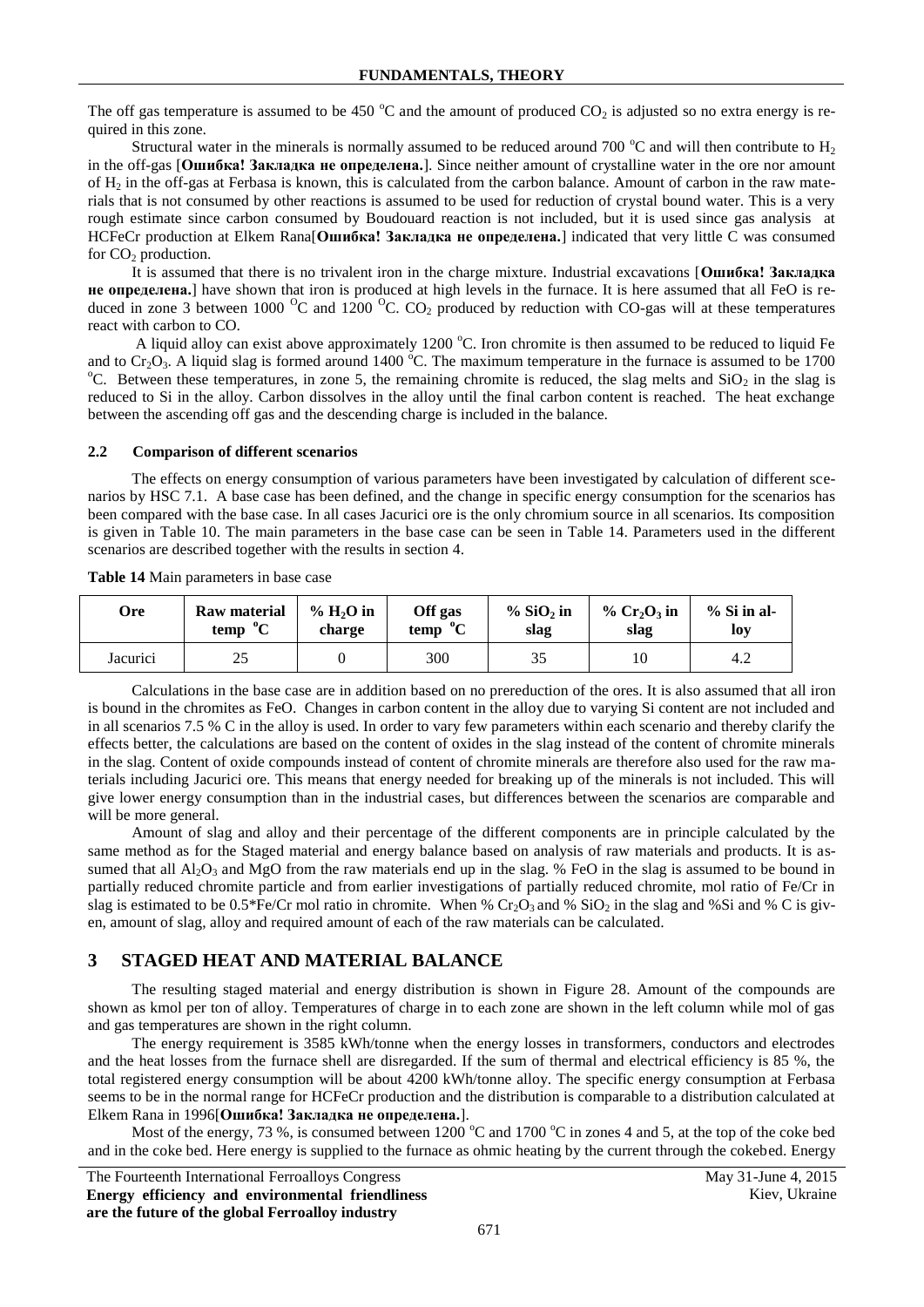The off gas temperature is assumed to be 450 °C and the amount of produced $CO_2$ is adjusted so no extra energy is required in this zone.

Structural water in the minerals is normally assumed to be reduced around 700 °C and will then contribute to $H_2$ in the off-gas [**Ошибка! Закладка не определена.**]. Since neither amount of crystalline water in the ore nor amount of $H_2$ in the off-gas at Ferbasa is known, this is calculated from the carbon balance. Amount of carbon in the raw materials that is not consumed by other reactions is assumed to be used for reduction of crystal bound water. This is a very rough estimate since carbon consumed by Boudouard reaction is not included, but it is used since gas analysis at HCFeCr production at Elkem Rana[**Ошибка! Закладка не определена.**] indicated that very little C was consumed for $CO_2$ production.

It is assumed that there is no trivalent iron in the charge mixture. Industrial excavations [**Ошибка! Закладка не определена.**] have shown that iron is produced at high levels in the furnace. It is here assumed that all FeO is reduced in zone 3 between 1000 °C and 1200 °C. $CO_2$ produced by reduction with CO-gas will at these temperatures react with carbon to CO.

A liquid alloy can exist above approximately 1200 °C. Iron chromite is then assumed to be reduced to liquid Fe and to $Cr_2O_3$. A liquid slag is formed around 1400 °C. The maximum temperature in the furnace is assumed to be 1700 °C. Between these temperatures, in zone 5, the remaining chromite is reduced, the slag melts and $SiO_2$ in the slag is reduced to Si in the alloy. Carbon dissolves in the alloy until the final carbon content is reached. The heat exchange between the ascending off gas and the descending charge is included in the balance.

### 2.2 Comparison of different scenarios

The effects on energy consumption of various parameters have been investigated by calculation of different scenarios by HSC 7.1. A base case has been defined, and the change in specific energy consumption for the scenarios has been compared with the base case. In all cases Jacurici ore is the only chromium source in all scenarios. Its composition is given in Table 10. The main parameters in the base case can be seen in Table 14. Parameters used in the different scenarios are described together with the results in section 4.

**Table 14** Main parameters in base case

| Ore | Raw material temp °C | % $H_2O$ in charge | Off gas temp °C | % $SiO_2$ in slag | % $Cr_2O_3$ in slag | % Si in alloy |
|---|---|---|---|---|---|---|
| Jacurici | 25 | 0 | 300 | 35 | 10 | 4.2 |

Calculations in the base case are in addition based on no prereduction of the ores. It is also assumed that all iron is bound in the chromites as FeO. Changes in carbon content in the alloy due to varying Si content are not included and in all scenarios 7.5 % C in the alloy is used. In order to vary few parameters within each scenario and thereby clarify the effects better, the calculations are based on the content of oxides in the slag instead of the content of chromite minerals in the slag. Content of oxide compounds instead of content of chromite minerals are therefore also used for the raw materials including Jacurici ore. This means that energy needed for breaking up of the minerals is not included. This will give lower energy consumption than in the industrial cases, but differences between the scenarios are comparable and will be more general.

Amount of slag and alloy and their percentage of the different components are in principle calculated by the same method as for the Staged material and energy balance based on analysis of raw materials and products. It is assumed that all $Al_2O_3$ and MgO from the raw materials end up in the slag. % FeO in the slag is assumed to be bound in partially reduced chromite particle and from earlier investigations of partially reduced chromite, mol ratio of Fe/Cr in slag is estimated to be 0.5*Fe/Cr mol ratio in chromite. When % $Cr_2O_3$ and % $SiO_2$ in the slag and %Si and % C is given, amount of slag, alloy and required amount of each of the raw materials can be calculated.

## 3 STAGED HEAT AND MATERIAL BALANCE

The resulting staged material and energy distribution is shown in Figure 28. Amount of the compounds are shown as kmol per ton of alloy. Temperatures of charge in to each zone are shown in the left column while mol of gas and gas temperatures are shown in the right column.

The energy requirement is 3585 kWh/tonne when the energy losses in transformers, conductors and electrodes and the heat losses from the furnace shell are disregarded. If the sum of thermal and electrical efficiency is 85 %, the total registered energy consumption will be about 4200 kWh/tonne alloy. The specific energy consumption at Ferbasa seems to be in the normal range for HCFeCr production and the distribution is comparable to a distribution calculated at Elkem Rana in 1996[**Ошибка! Закладка не определена.**].

Most of the energy, 73 %, is consumed between 1200 °C and 1700 °C in zones 4 and 5, at the top of the coke bed and in the coke bed. Here energy is supplied to the furnace as ohmic heating by the current through the cokebed. Energy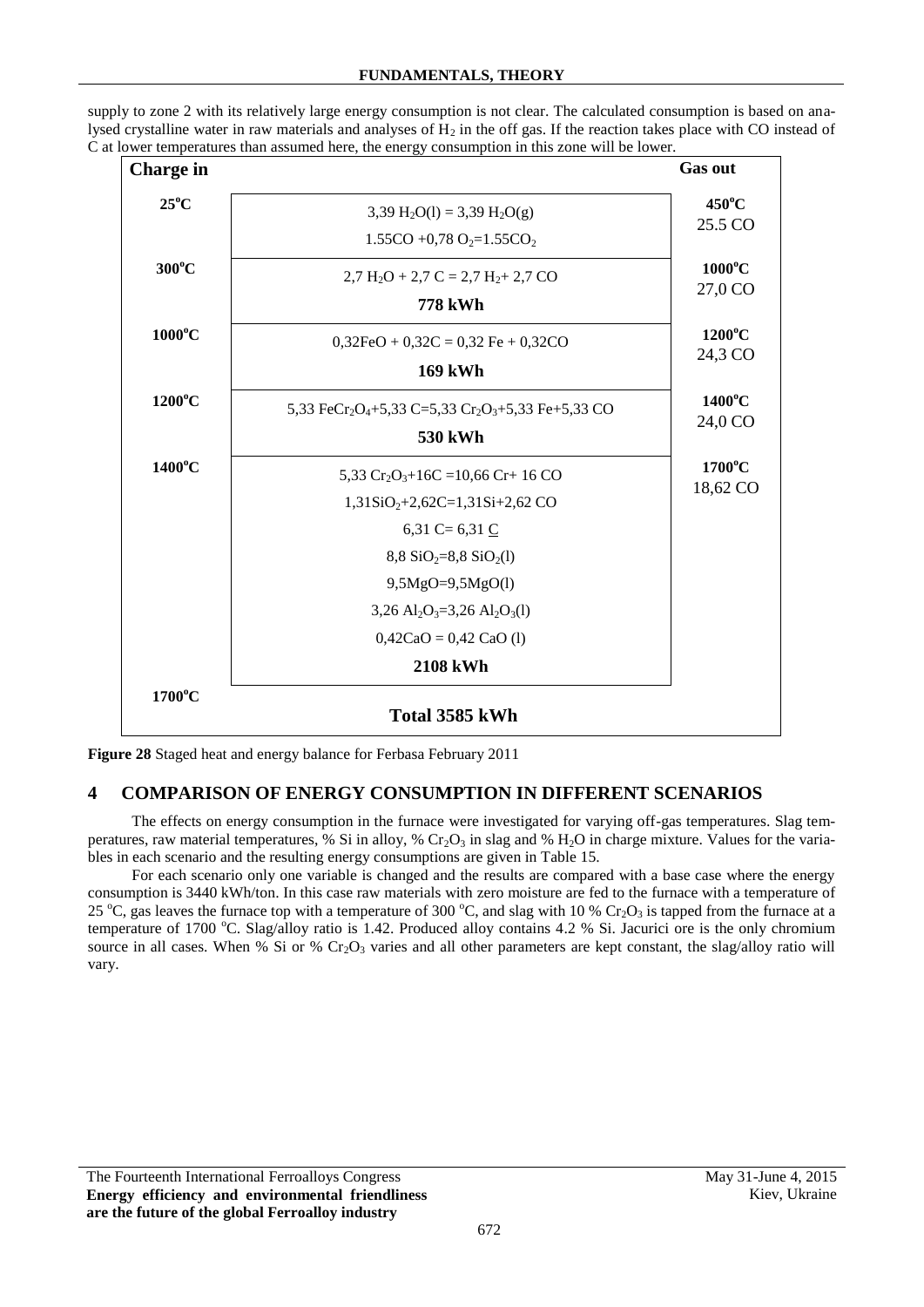supply to zone 2 with its relatively large energy consumption is not clear. The calculated consumption is based on analysed crystalline water in raw materials and analyses of $H_2$ in the off gas. If the reaction takes place with CO instead of C at lower temperatures than assumed here, the energy consumption in this zone will be lower.

| **Charge in** | | **Gas out** |
|---|---|---|
| **25°C** | $3{,}39\ H_2O(l) = 3{,}39\ H_2O(g)$<br>$1.55CO + 0{,}78\ O_2 = 1.55CO_2$ | **450°C**<br>25.5 CO |
| **300°C** | $2{,}7\ H_2O + 2{,}7\ C = 2{,}7\ H_2 + 2{,}7\ CO$<br>**778 kWh** | **1000°C**<br>27,0 CO |
| **1000°C** | $0{,}32FeO + 0{,}32C = 0{,}32\ Fe + 0{,}32CO$<br>**169 kWh** | **1200°C**<br>24,3 CO |
| **1200°C** | $5{,}33\ FeCr_2O_4 + 5{,}33\ C = 5{,}33\ Cr_2O_3 + 5{,}33\ Fe + 5{,}33\ CO$<br>**530 kWh** | **1400°C**<br>24,0 CO |
| **1400°C** | $5{,}33\ Cr_2O_3 + 16C = 10{,}66\ Cr + 16\ CO$<br>$1{,}31SiO_2 + 2{,}62C = 1{,}31Si + 2{,}62\ CO$<br>$6{,}31\ C = 6{,}31\ \underline{C}$<br>$8{,}8\ SiO_2 = 8{,}8\ SiO_2(l)$<br>$9{,}5MgO = 9{,}5MgO(l)$<br>$3{,}26\ Al_2O_3 = 3{,}26\ Al_2O_3(l)$<br>$0{,}42CaO = 0{,}42\ CaO\ (l)$<br>**2108 kWh** | **1700°C**<br>18,62 CO |
| **1700°C** | **Total 3585 kWh** | |

**Figure 28** Staged heat and energy balance for Ferbasa February 2011

## 4 COMPARISON OF ENERGY CONSUMPTION IN DIFFERENT SCENARIOS

The effects on energy consumption in the furnace were investigated for varying off-gas temperatures. Slag temperatures, raw material temperatures, % Si in alloy, % $Cr_2O_3$ in slag and % $H_2O$ in charge mixture. Values for the variables in each scenario and the resulting energy consumptions are given in Table 15.

For each scenario only one variable is changed and the results are compared with a base case where the energy consumption is 3440 kWh/ton. In this case raw materials with zero moisture are fed to the furnace with a temperature of 25 °C, gas leaves the furnace top with a temperature of 300 °C, and slag with 10 % $Cr_2O_3$ is tapped from the furnace at a temperature of 1700 °C. Slag/alloy ratio is 1.42. Produced alloy contains 4.2 % Si. Jacurici ore is the only chromium source in all cases. When % Si or % $Cr_2O_3$ varies and all other parameters are kept constant, the slag/alloy ratio will vary.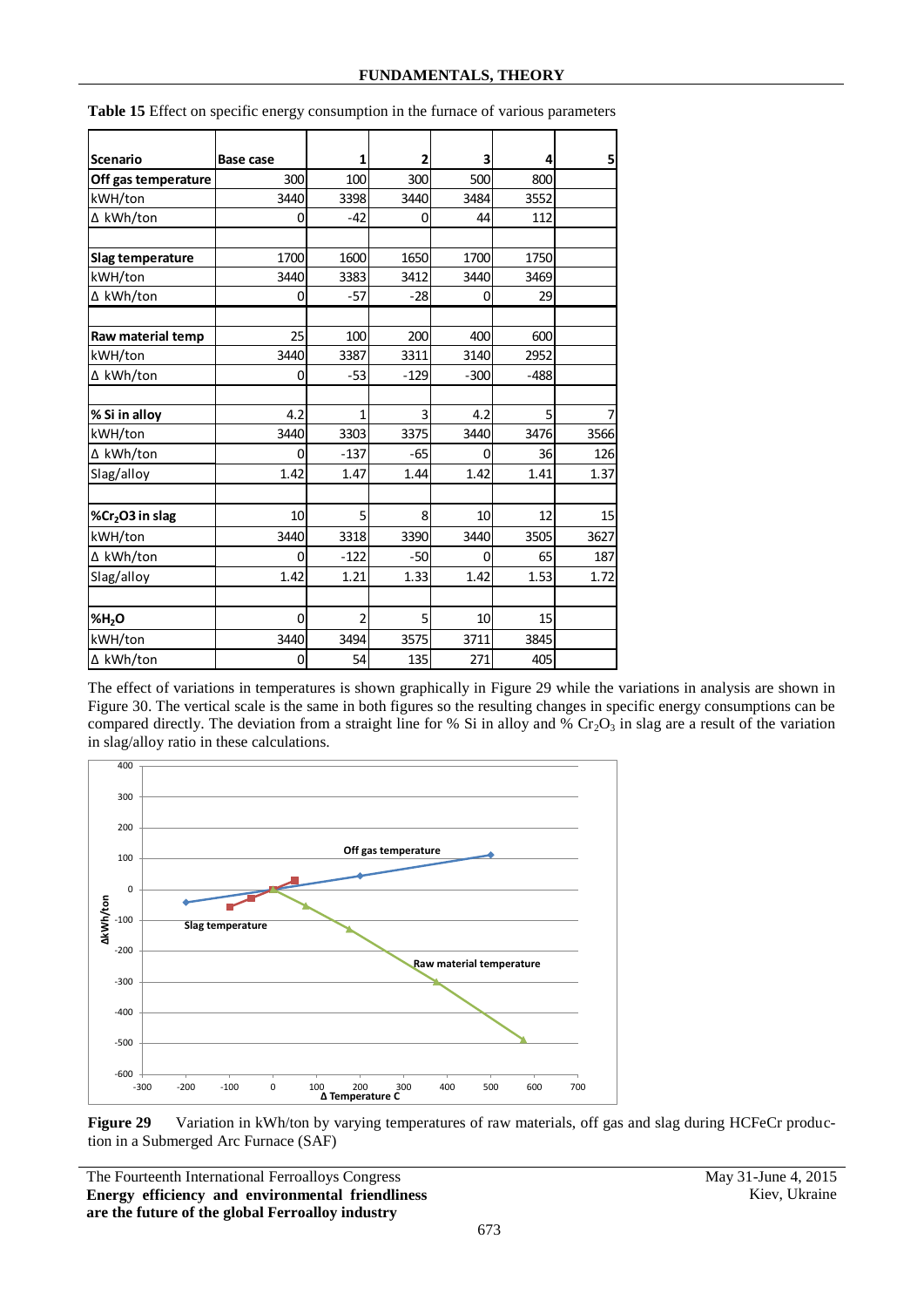**Table 15** Effect on specific energy consumption in the furnace of various parameters

| Scenario | Base case | 1 | 2 | 3 | 4 | 5 |
|---|---|---|---|---|---|---|
| **Off gas temperature** | 300 | 100 | 300 | 500 | 800 | |
| kWH/ton | 3440 | 3398 | 3440 | 3484 | 3552 | |
| Δ kWh/ton | 0 | -42 | 0 | 44 | 112 | |
| | | | | | | |
| **Slag temperature** | 1700 | 1600 | 1650 | 1700 | 1750 | |
| kWH/ton | 3440 | 3383 | 3412 | 3440 | 3469 | |
| Δ kWh/ton | 0 | -57 | -28 | 0 | 29 | |
| | | | | | | |
| **Raw material temp** | 25 | 100 | 200 | 400 | 600 | |
| kWH/ton | 3440 | 3387 | 3311 | 3140 | 2952 | |
| Δ kWh/ton | 0 | -53 | -129 | -300 | -488 | |
| | | | | | | |
| **% Si in alloy** | 4.2 | 1 | 3 | 4.2 | 5 | 7 |
| kWH/ton | 3440 | 3303 | 3375 | 3440 | 3476 | 3566 |
| Δ kWh/ton | 0 | -137 | -65 | 0 | 36 | 126 |
| Slag/alloy | 1.42 | 1.47 | 1.44 | 1.42 | 1.41 | 1.37 |
| | | | | | | |
| **%$Cr_2O_3$ in slag** | 10 | 5 | 8 | 10 | 12 | 15 |
| kWH/ton | 3440 | 3318 | 3390 | 3440 | 3505 | 3627 |
| Δ kWh/ton | 0 | -122 | -50 | 0 | 65 | 187 |
| Slag/alloy | 1.42 | 1.21 | 1.33 | 1.42 | 1.53 | 1.72 |
| | | | | | | |
| **%$H_2O$** | 0 | 2 | 5 | 10 | 15 | |
| kWH/ton | 3440 | 3494 | 3575 | 3711 | 3845 | |
| Δ kWh/ton | 0 | 54 | 135 | 271 | 405 | |

The effect of variations in temperatures is shown graphically in Figure 29 while the variations in analysis are shown in Figure 30. The vertical scale is the same in both figures so the resulting changes in specific energy consumptions can be compared directly. The deviation from a straight line for % Si in alloy and % $Cr_2O_3$ in slag are a result of the variation in slag/alloy ratio in these calculations.

**Figure 29** Variation in kWh/ton by varying temperatures of raw materials, off gas and slag during HCFeCr production in a Submerged Arc Furnace (SAF)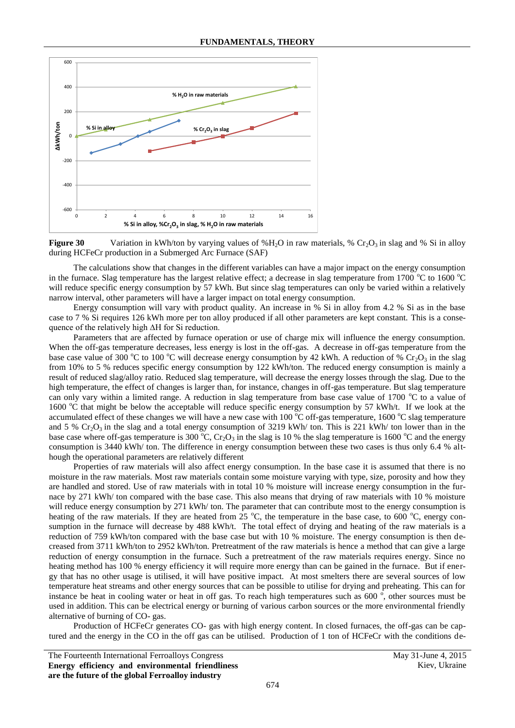**Figure 30** Variation in kWh/ton by varying values of $\%H_2O$ in raw materials, $\% Cr_2O_3$ in slag and % Si in alloy during HCFeCr production in a Submerged Arc Furnace (SAF)

The calculations show that changes in the different variables can have a major impact on the energy consumption in the furnace. Slag temperature has the largest relative effect; a decrease in slag temperature from 1700 °C to 1600 °C will reduce specific energy consumption by 57 kWh. But since slag temperatures can only be varied within a relatively narrow interval, other parameters will have a larger impact on total energy consumption.

Energy consumption will vary with product quality. An increase in % Si in alloy from 4.2 % Si as in the base case to 7 % Si requires 126 kWh more per ton alloy produced if all other parameters are kept constant. This is a consequence of the relatively high $\Delta H$ for Si reduction.

Parameters that are affected by furnace operation or use of charge mix will influence the energy consumption. When the off-gas temperature decreases, less energy is lost in the off-gas. A decrease in off-gas temperature from the base case value of 300 °C to 100 °C will decrease energy consumption by 42 kWh. A reduction of $\% Cr_2O_3$ in the slag from 10% to 5 % reduces specific energy consumption by 122 kWh/ton. The reduced energy consumption is mainly a result of reduced slag/alloy ratio. Reduced slag temperature, will decrease the energy losses through the slag. Due to the high temperature, the effect of changes is larger than, for instance, changes in off-gas temperature. But slag temperature can only vary within a limited range. A reduction in slag temperature from base case value of 1700 °C to a value of 1600 °C that might be below the acceptable will reduce specific energy consumption by 57 kWh/t. If we look at the accumulated effect of these changes we will have a new case with 100 °C off-gas temperature, 1600 °C slag temperature and 5 % $Cr_2O_3$ in the slag and a total energy consumption of 3219 kWh/ ton. This is 221 kWh/ ton lower than in the base case where off-gas temperature is 300 °C, $Cr_2O_3$ in the slag is 10 % the slag temperature is 1600 °C and the energy consumption is 3440 kWh/ ton. The difference in energy consumption between these two cases is thus only 6.4 % although the operational parameters are relatively different

Properties of raw materials will also affect energy consumption. In the base case it is assumed that there is no moisture in the raw materials. Most raw materials contain some moisture varying with type, size, porosity and how they are handled and stored. Use of raw materials with in total 10 % moisture will increase energy consumption in the furnace by 271 kWh/ ton compared with the base case. This also means that drying of raw materials with 10 % moisture will reduce energy consumption by 271 kWh/ ton. The parameter that can contribute most to the energy consumption is heating of the raw materials. If they are heated from 25 °C, the temperature in the base case, to 600 °C, energy consumption in the furnace will decrease by 488 kWh/t. The total effect of drying and heating of the raw materials is a reduction of 759 kWh/ton compared with the base case but with 10 % moisture. The energy consumption is then decreased from 3711 kWh/ton to 2952 kWh/ton. Pretreatment of the raw materials is hence a method that can give a large reduction of energy consumption in the furnace. Such a pretreatment of the raw materials requires energy. Since no heating method has 100 % energy efficiency it will require more energy than can be gained in the furnace. But if energy that has no other usage is utilised, it will have positive impact. At most smelters there are several sources of low temperature heat streams and other energy sources that can be possible to utilise for drying and preheating. This can for instance be heat in cooling water or heat in off gas. To reach high temperatures such as 600 °, other sources must be used in addition. This can be electrical energy or burning of various carbon sources or the more environmental friendly alternative of burning of CO- gas.

Production of HCFeCr generates CO- gas with high energy content. In closed furnaces, the off-gas can be captured and the energy in the CO in the off gas can be utilised. Production of 1 ton of HCFeCr with the conditions de-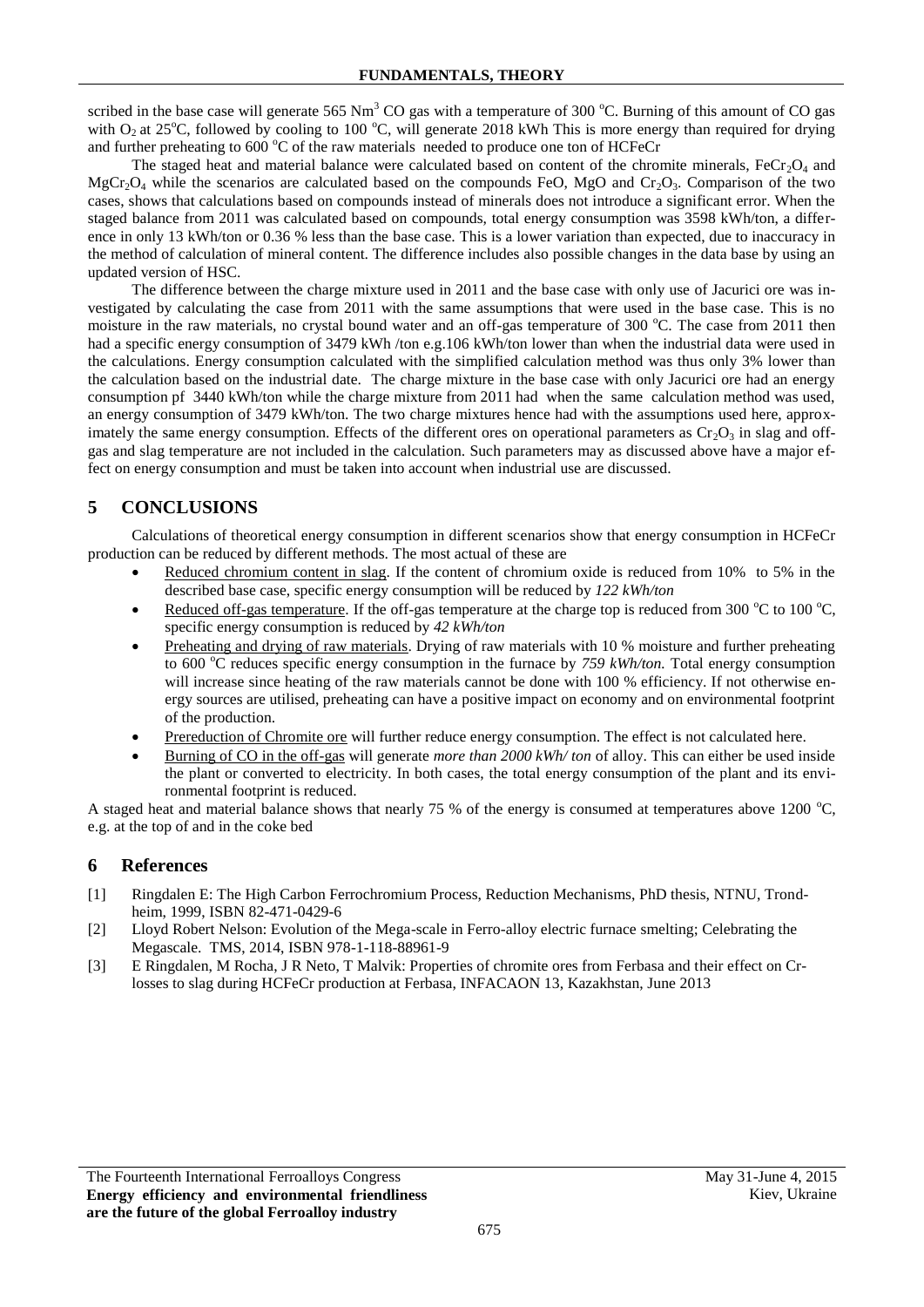scribed in the base case will generate 565 $Nm^3$ CO gas with a temperature of 300 °C. Burning of this amount of CO gas with $O_2$ at 25°C, followed by cooling to 100 °C, will generate 2018 kWh This is more energy than required for drying and further preheating to 600 °C of the raw materials needed to produce one ton of HCFeCr

The staged heat and material balance were calculated based on content of the chromite minerals, $FeCr_2O_4$ and $MgCr_2O_4$ while the scenarios are calculated based on the compounds FeO, MgO and $Cr_2O_3$. Comparison of the two cases, shows that calculations based on compounds instead of minerals does not introduce a significant error. When the staged balance from 2011 was calculated based on compounds, total energy consumption was 3598 kWh/ton, a difference in only 13 kWh/ton or 0.36 % less than the base case. This is a lower variation than expected, due to inaccuracy in the method of calculation of mineral content. The difference includes also possible changes in the data base by using an updated version of HSC.

The difference between the charge mixture used in 2011 and the base case with only use of Jacurici ore was investigated by calculating the case from 2011 with the same assumptions that were used in the base case. This is no moisture in the raw materials, no crystal bound water and an off-gas temperature of 300 °C. The case from 2011 then had a specific energy consumption of 3479 kWh /ton e.g.106 kWh/ton lower than when the industrial data were used in the calculations. Energy consumption calculated with the simplified calculation method was thus only 3% lower than the calculation based on the industrial date. The charge mixture in the base case with only Jacurici ore had an energy consumption pf 3440 kWh/ton while the charge mixture from 2011 had when the same calculation method was used, an energy consumption of 3479 kWh/ton. The two charge mixtures hence had with the assumptions used here, approximately the same energy consumption. Effects of the different ores on operational parameters as $Cr_2O_3$ in slag and off-gas and slag temperature are not included in the calculation. Such parameters may as discussed above have a major effect on energy consumption and must be taken into account when industrial use are discussed.

## 5 CONCLUSIONS

Calculations of theoretical energy consumption in different scenarios show that energy consumption in HCFeCr production can be reduced by different methods. The most actual of these are

- Reduced chromium content in slag. If the content of chromium oxide is reduced from 10% to 5% in the described base case, specific energy consumption will be reduced by *122 kWh/ton*
- Reduced off-gas temperature. If the off-gas temperature at the charge top is reduced from 300 °C to 100 °C, specific energy consumption is reduced by *42 kWh/ton*
- Preheating and drying of raw materials. Drying of raw materials with 10 % moisture and further preheating to 600 °C reduces specific energy consumption in the furnace by *759 kWh/ton.* Total energy consumption will increase since heating of the raw materials cannot be done with 100 % efficiency. If not otherwise energy sources are utilised, preheating can have a positive impact on economy and on environmental footprint of the production.
- Prereduction of Chromite ore will further reduce energy consumption. The effect is not calculated here.
- Burning of CO in the off-gas will generate *more than 2000 kWh/ ton* of alloy. This can either be used inside the plant or converted to electricity. In both cases, the total energy consumption of the plant and its environmental footprint is reduced.

A staged heat and material balance shows that nearly 75 % of the energy is consumed at temperatures above 1200 °C, e.g. at the top of and in the coke bed

## 6 References

[1] Ringdalen E: The High Carbon Ferrochromium Process, Reduction Mechanisms, PhD thesis, NTNU, Trondheim, 1999, ISBN 82-471-0429-6

[2] Lloyd Robert Nelson: Evolution of the Mega-scale in Ferro-alloy electric furnace smelting; Celebrating the Megascale. TMS, 2014, ISBN 978-1-118-88961-9

[3] E Ringdalen, M Rocha, J R Neto, T Malvik: Properties of chromite ores from Ferbasa and their effect on Cr-losses to slag during HCFeCr production at Ferbasa, INFACAON 13, Kazakhstan, June 2013